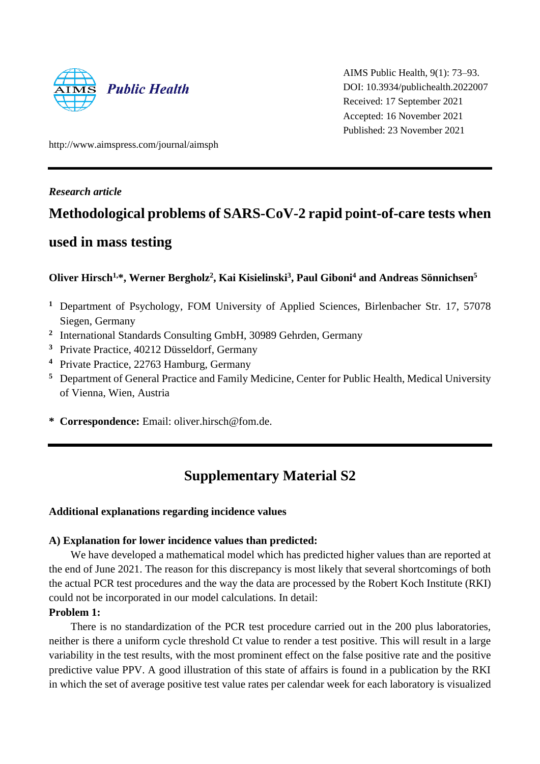AIMS Public Health, 9(1): 73–93.
DOI: 10.3934/publichealth.2022007
Received: 17 September 2021
Accepted: 16 November 2021
Published: 23 November 2021

http://www.aimspress.com/journal/aimsph

*Research article*

# Methodological problems of SARS-CoV-2 rapid point-of-care tests when used in mass testing

**Oliver Hirsch[1,*], Werner Bergholz[2], Kai Kisielinski[3], Paul Giboni[4] and Andreas Sönnichsen[5]**

[1] Department of Psychology, FOM University of Applied Sciences, Birlenbacher Str. 17, 57078 Siegen, Germany
[2] International Standards Consulting GmbH, 30989 Gehrden, Germany
[3] Private Practice, 40212 Düsseldorf, Germany
[4] Private Practice, 22763 Hamburg, Germany
[5] Department of General Practice and Family Medicine, Center for Public Health, Medical University of Vienna, Wien, Austria

\* **Correspondence:** Email: oliver.hirsch@fom.de.

## Supplementary Material S2

### Additional explanations regarding incidence values

#### A) Explanation for lower incidence values than predicted:

We have developed a mathematical model which has predicted higher values than are reported at the end of June 2021. The reason for this discrepancy is most likely that several shortcomings of both the actual PCR test procedures and the way the data are processed by the Robert Koch Institute (RKI) could not be incorporated in our model calculations. In detail:

**Problem 1:**

There is no standardization of the PCR test procedure carried out in the 200 plus laboratories, neither is there a uniform cycle threshold Ct value to render a test positive. This will result in a large variability in the test results, with the most prominent effect on the false positive rate and the positive predictive value PPV. A good illustration of this state of affairs is found in a publication by the RKI in which the set of average positive test value rates per calendar week for each laboratory is visualized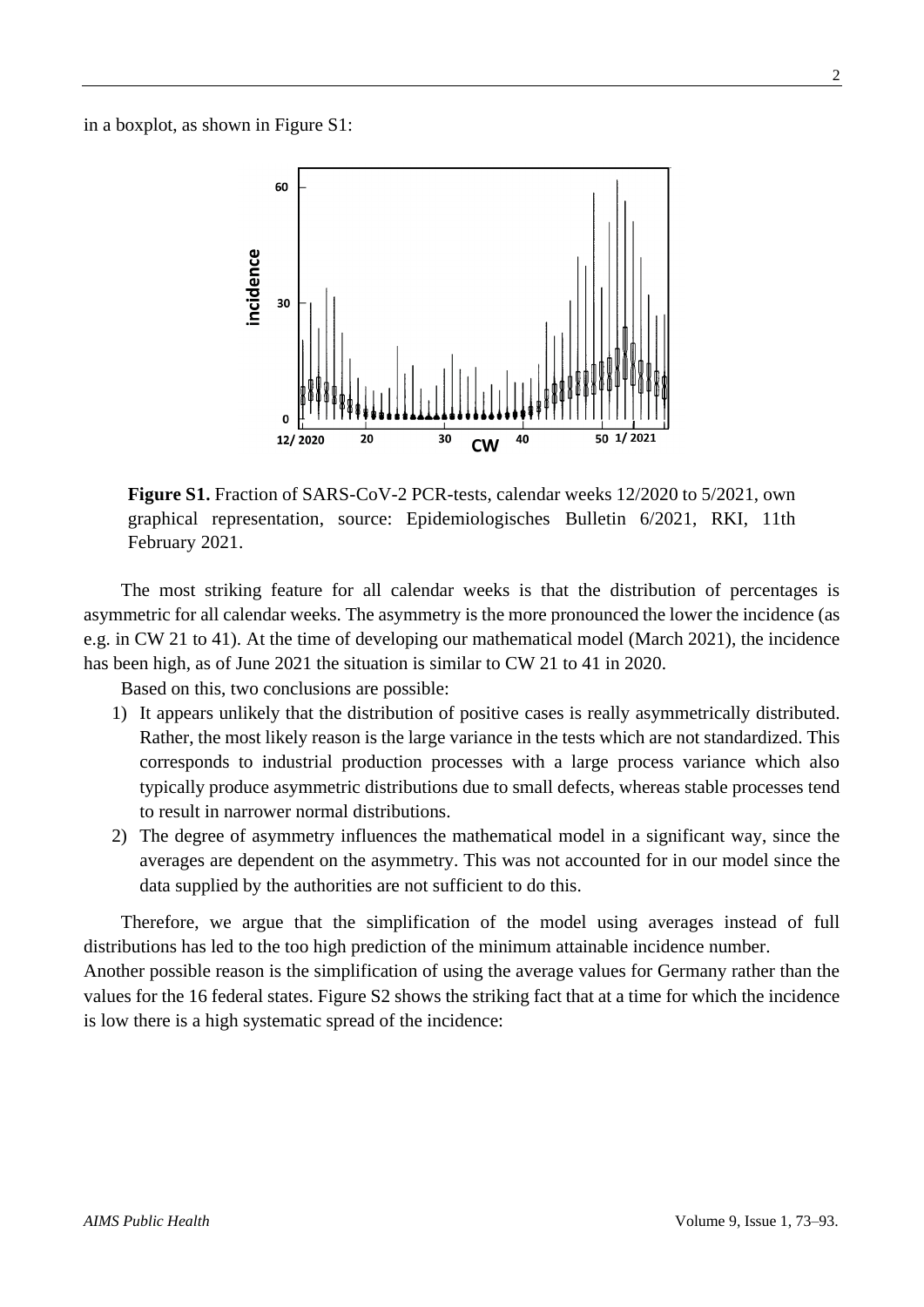in a boxplot, as shown in Figure S1:

**Figure S1.** Fraction of SARS-CoV-2 PCR-tests, calendar weeks 12/2020 to 5/2021, own graphical representation, source: Epidemiologisches Bulletin 6/2021, RKI, 11th February 2021.

The most striking feature for all calendar weeks is that the distribution of percentages is asymmetric for all calendar weeks. The asymmetry is the more pronounced the lower the incidence (as e.g. in CW 21 to 41). At the time of developing our mathematical model (March 2021), the incidence has been high, as of June 2021 the situation is similar to CW 21 to 41 in 2020.

Based on this, two conclusions are possible:

1) It appears unlikely that the distribution of positive cases is really asymmetrically distributed. Rather, the most likely reason is the large variance in the tests which are not standardized. This corresponds to industrial production processes with a large process variance which also typically produce asymmetric distributions due to small defects, whereas stable processes tend to result in narrower normal distributions.
2) The degree of asymmetry influences the mathematical model in a significant way, since the averages are dependent on the asymmetry. This was not accounted for in our model since the data supplied by the authorities are not sufficient to do this.

Therefore, we argue that the simplification of the model using averages instead of full distributions has led to the too high prediction of the minimum attainable incidence number.
Another possible reason is the simplification of using the average values for Germany rather than the values for the 16 federal states. Figure S2 shows the striking fact that at a time for which the incidence is low there is a high systematic spread of the incidence: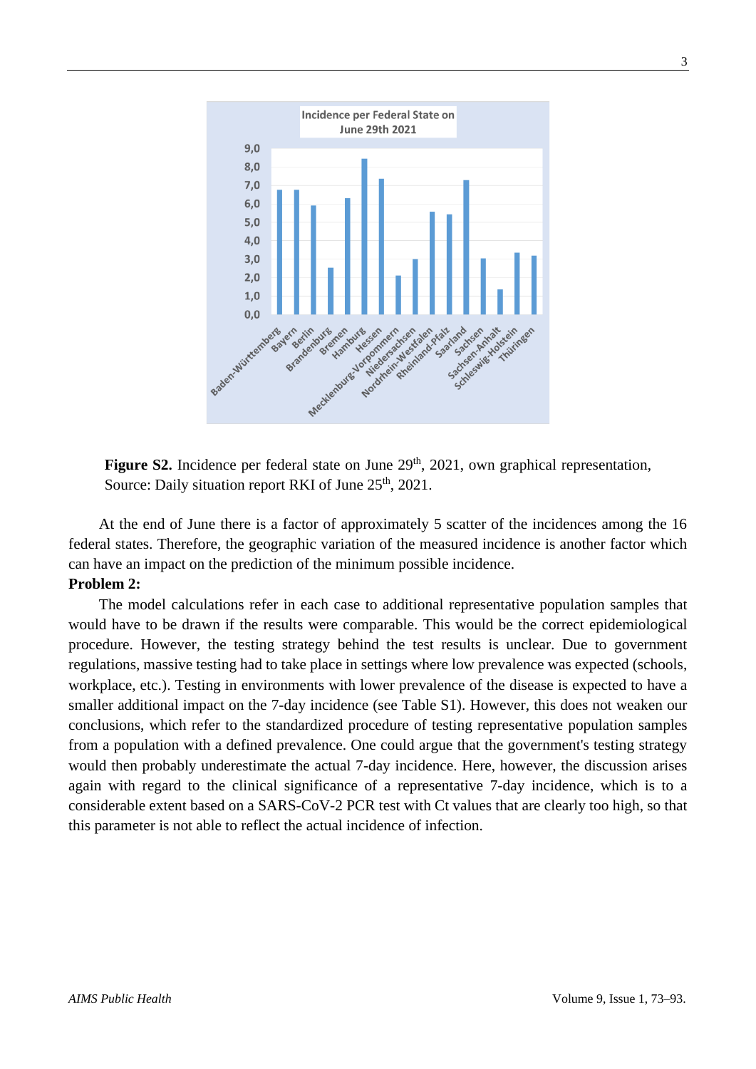**Figure S2.** Incidence per federal state on June 29th, 2021, own graphical representation, Source: Daily situation report RKI of June 25th, 2021.

At the end of June there is a factor of approximately 5 scatter of the incidences among the 16 federal states. Therefore, the geographic variation of the measured incidence is another factor which can have an impact on the prediction of the minimum possible incidence.

**Problem 2:**

The model calculations refer in each case to additional representative population samples that would have to be drawn if the results were comparable. This would be the correct epidemiological procedure. However, the testing strategy behind the test results is unclear. Due to government regulations, massive testing had to take place in settings where low prevalence was expected (schools, workplace, etc.). Testing in environments with lower prevalence of the disease is expected to have a smaller additional impact on the 7-day incidence (see Table S1). However, this does not weaken our conclusions, which refer to the standardized procedure of testing representative population samples from a population with a defined prevalence. One could argue that the government's testing strategy would then probably underestimate the actual 7-day incidence. Here, however, the discussion arises again with regard to the clinical significance of a representative 7-day incidence, which is to a considerable extent based on a SARS-CoV-2 PCR test with Ct values that are clearly too high, so that this parameter is not able to reflect the actual incidence of infection.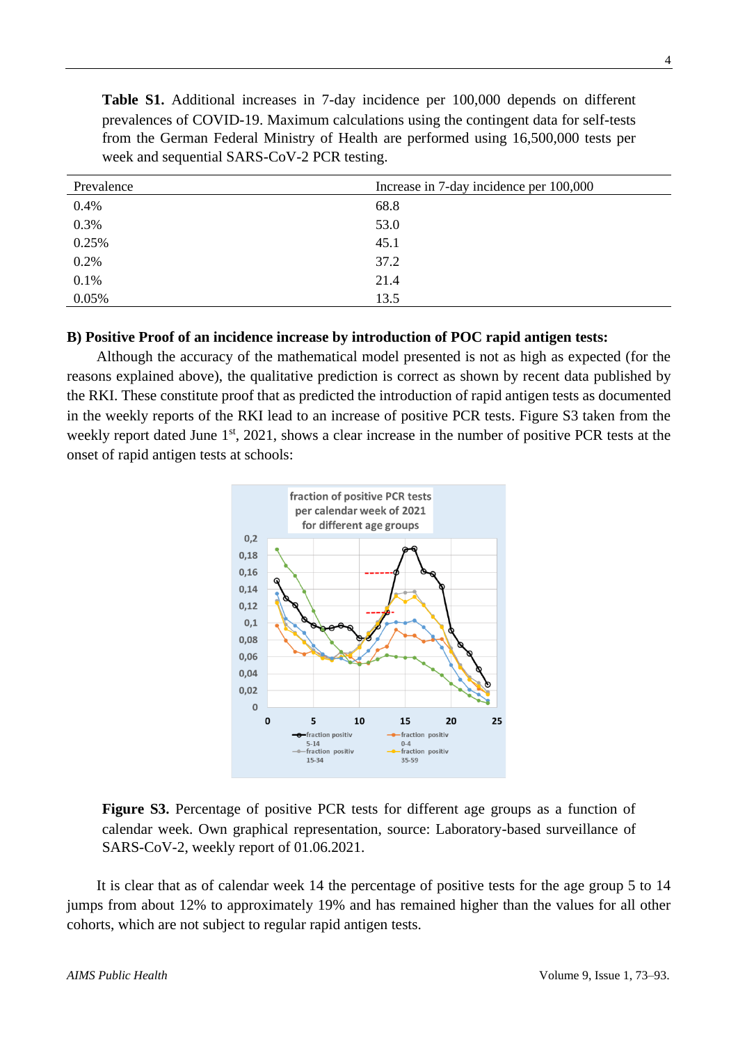**Table S1.** Additional increases in 7-day incidence per 100,000 depends on different prevalences of COVID-19. Maximum calculations using the contingent data for self-tests from the German Federal Ministry of Health are performed using 16,500,000 tests per week and sequential SARS-CoV-2 PCR testing.

| Prevalence | Increase in 7-day incidence per 100,000 |
|---|---|
| 0.4% | 68.8 |
| 0.3% | 53.0 |
| 0.25% | 45.1 |
| 0.2% | 37.2 |
| 0.1% | 21.4 |
| 0.05% | 13.5 |

**B) Positive Proof of an incidence increase by introduction of POC rapid antigen tests:**

Although the accuracy of the mathematical model presented is not as high as expected (for the reasons explained above), the qualitative prediction is correct as shown by recent data published by the RKI. These constitute proof that as predicted the introduction of rapid antigen tests as documented in the weekly reports of the RKI lead to an increase of positive PCR tests. Figure S3 taken from the weekly report dated June 1st, 2021, shows a clear increase in the number of positive PCR tests at the onset of rapid antigen tests at schools:

**Figure S3.** Percentage of positive PCR tests for different age groups as a function of calendar week. Own graphical representation, source: Laboratory-based surveillance of SARS-CoV-2, weekly report of 01.06.2021.

It is clear that as of calendar week 14 the percentage of positive tests for the age group 5 to 14 jumps from about 12% to approximately 19% and has remained higher than the values for all other cohorts, which are not subject to regular rapid antigen tests.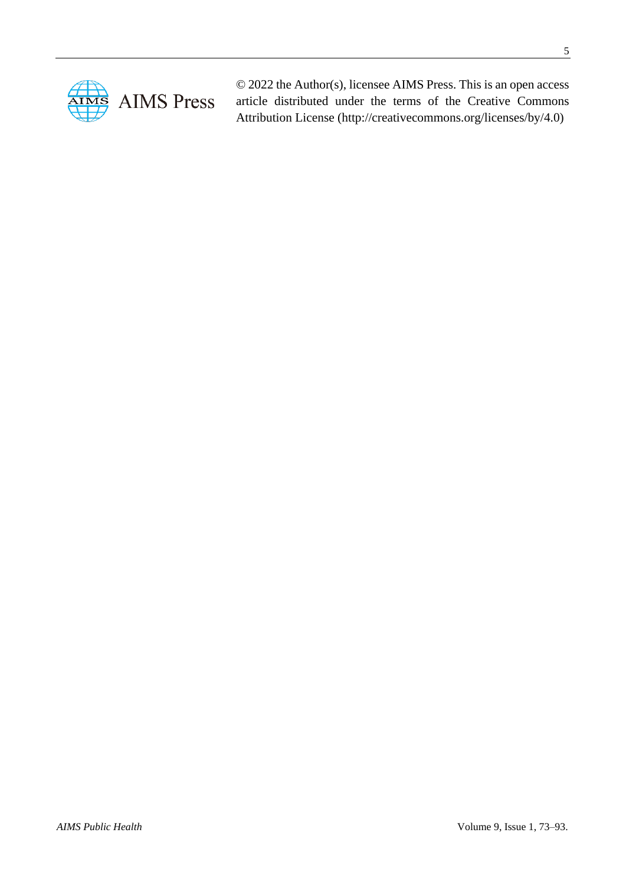AIMS Press

© 2022 the Author(s), licensee AIMS Press. This is an open access article distributed under the terms of the Creative Commons Attribution License (http://creativecommons.org/licenses/by/4.0)